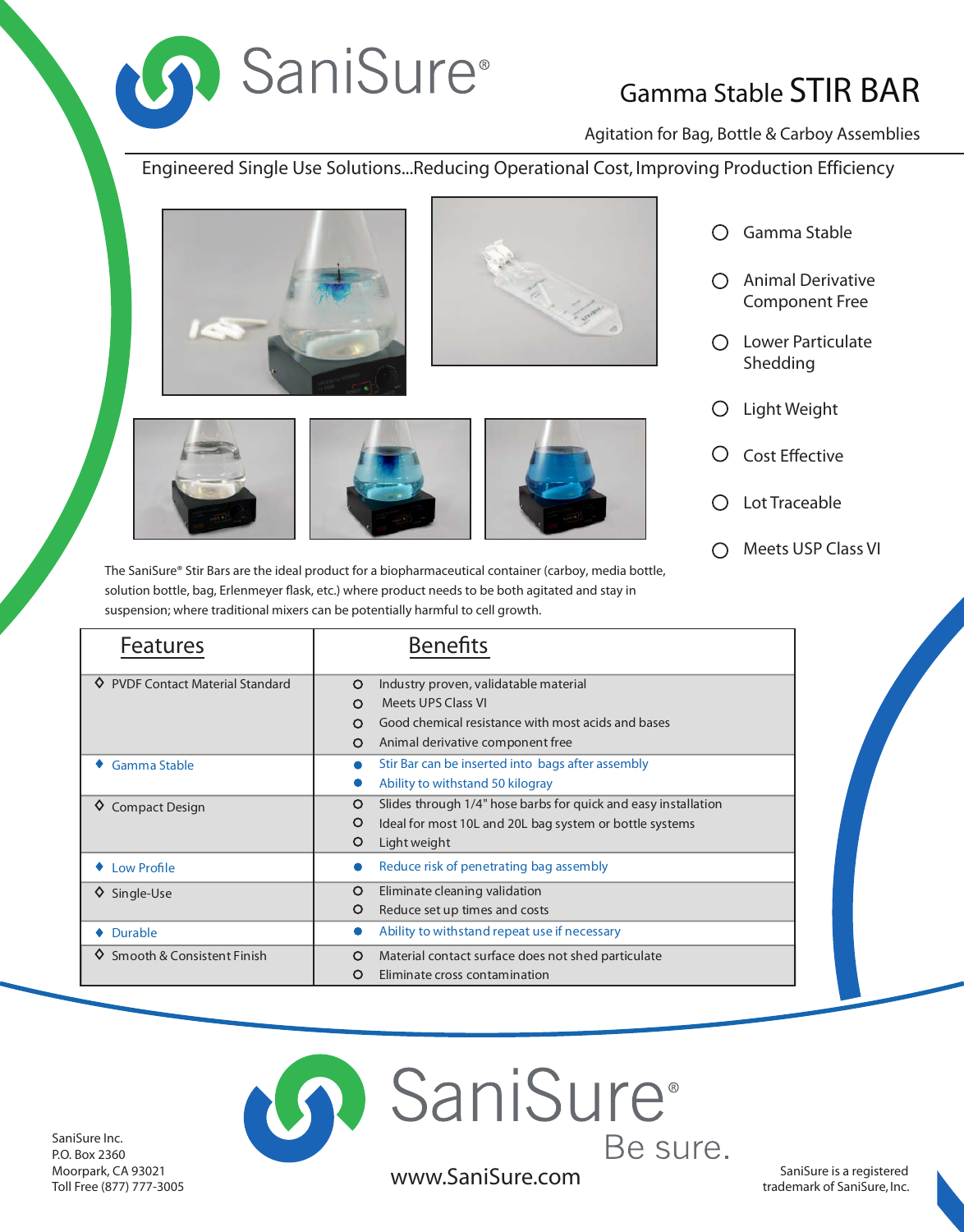# SaniSure®

## Gamma Stable STIR BAR

Agitation for Bag, Bottle & Carboy Assemblies

Engineered Single Use Solutions...Reducing Operational Cost, Improving Production Efficiency

- Gamma Stable
- Animal Derivative Component Free
- Lower Particulate Shedding
- Light Weight
- Cost Effective
- Lot Traceable
- Meets USP Class VI

The SaniSure® Stir Bars are the ideal product for a biopharmaceutical container (carboy, media bottle, solution bottle, bag, Erlenmeyer flask, etc.) where product needs to be both agitated and stay in suspension; where traditional mixers can be potentially harmful to cell growth.

| Features | Benefits |
|---|---|
| PVDF Contact Material Standard | Industry proven, validatable material<br>Meets UPS Class VI<br>Good chemical resistance with most acids and bases<br>Animal derivative component free |
| Gamma Stable | Stir Bar can be inserted into bags after assembly<br>Ability to withstand 50 kilogray |
| Compact Design | Slides through 1/4" hose barbs for quick and easy installation<br>Ideal for most 10L and 20L bag system or bottle systems<br>Light weight |
| Low Profile | Reduce risk of penetrating bag assembly |
| Single-Use | Eliminate cleaning validation<br>Reduce set up times and costs |
| Durable | Ability to withstand repeat use if necessary |
| Smooth & Consistent Finish | Material contact surface does not shed particulate<br>Eliminate cross contamination |

SaniSure®
Be sure.

www.SaniSure.com

SaniSure Inc.
P.O. Box 2360
Moorpark, CA 93021
Toll Free (877) 777-3005

SaniSure is a registered trademark of SaniSure, Inc.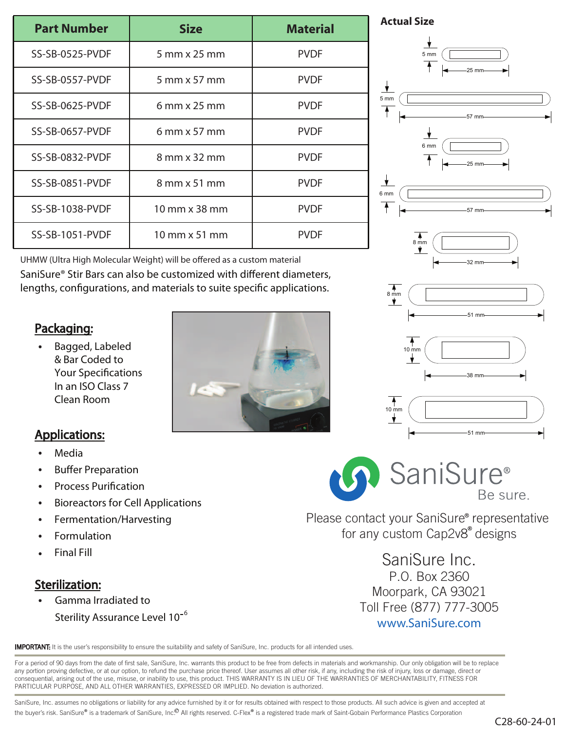| Part Number | Size | Material |
|---|---|---|
| SS-SB-0525-PVDF | 5 mm x 25 mm | PVDF |
| SS-SB-0557-PVDF | 5 mm x 57 mm | PVDF |
| SS-SB-0625-PVDF | 6 mm x 25 mm | PVDF |
| SS-SB-0657-PVDF | 6 mm x 57 mm | PVDF |
| SS-SB-0832-PVDF | 8 mm x 32 mm | PVDF |
| SS-SB-0851-PVDF | 8 mm x 51 mm | PVDF |
| SS-SB-1038-PVDF | 10 mm x 38 mm | PVDF |
| SS-SB-1051-PVDF | 10 mm x 51 mm | PVDF |

UHMW (Ultra High Molecular Weight) will be offered as a custom material

SaniSure® Stir Bars can also be customized with different diameters, lengths, configurations, and materials to suite specific applications.

**Actual Size**

5 mm
25 mm
5 mm
57 mm
6 mm
25 mm
6 mm
57 mm
8 mm
32 mm
8 mm
51 mm
10 mm
38 mm
10 mm
51 mm

## Packaging:

- Bagged, Labeled & Bar Coded to Your Specifications In an ISO Class 7 Clean Room

## Applications:

- Media
- Buffer Preparation
- Process Purification
- Bioreactors for Cell Applications
- Fermentation/Harvesting
- Formulation
- Final Fill

## Sterilization:

- Gamma Irradiated to Sterility Assurance Level $10^{-6}$

SaniSure®
Be sure.

Please contact your SaniSure® representative for any custom Cap2v8® designs

SaniSure Inc.
P.O. Box 2360
Moorpark, CA 93021
Toll Free (877) 777-3005
www.SaniSure.com

**IMPORTANT:** It is the user's responsibility to ensure the suitability and safety of SaniSure, Inc. products for all intended uses.

For a period of 90 days from the date of first sale, SaniSure, Inc. warrants this product to be free from defects in materials and workmanship. Our only obligation will be to replace any portion proving defective, or at our option, to refund the purchase price thereof. User assumes all other risk, if any, including the risk of injury, loss or damage, direct or consequential, arising out of the use, misuse, or inability to use, this product. THIS WARRANTY IS IN LIEU OF THE WARRANTIES OF MERCHANTABILITY, FITNESS FOR PARTICULAR PURPOSE, AND ALL OTHER WARRANTIES, EXPRESSED OR IMPLIED. No deviation is authorized.

SaniSure, Inc. assumes no obligations or liability for any advice furnished by it or for results obtained with respect to those products. All such advice is given and accepted at the buyer's risk. SaniSure® is a trademark of SaniSure, Inc.© All rights reserved. C-Flex® is a registered trade mark of Saint-Gobain Performance Plastics Corporation

C28-60-24-01